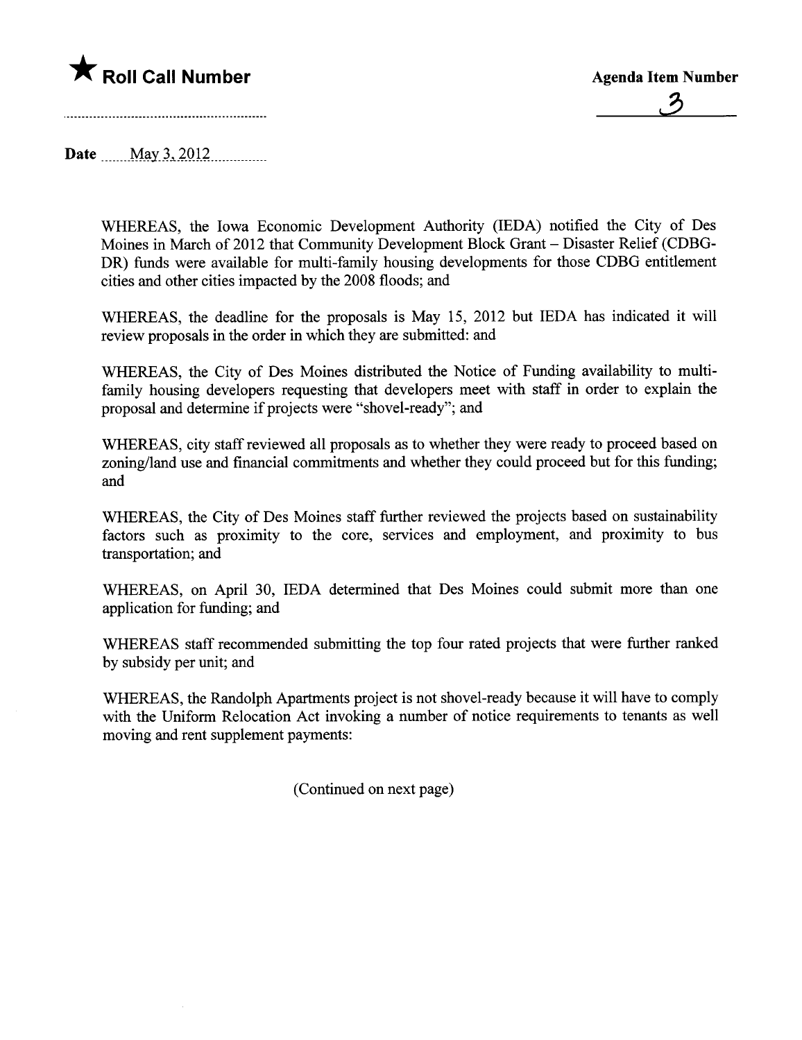★ **Roll Call Number**

**Agenda Item Number**

3

**Date** May 3, 2012

WHEREAS, the Iowa Economic Development Authority (IEDA) notified the City of Des Moines in March of 2012 that Community Development Block Grant – Disaster Relief (CDBG-DR) funds were available for multi-family housing developments for those CDBG entitlement cities and other cities impacted by the 2008 floods; and

WHEREAS, the deadline for the proposals is May 15, 2012 but IEDA has indicated it will review proposals in the order in which they are submitted: and

WHEREAS, the City of Des Moines distributed the Notice of Funding availability to multi-family housing developers requesting that developers meet with staff in order to explain the proposal and determine if projects were "shovel-ready"; and

WHEREAS, city staff reviewed all proposals as to whether they were ready to proceed based on zoning/land use and financial commitments and whether they could proceed but for this funding; and

WHEREAS, the City of Des Moines staff further reviewed the projects based on sustainability factors such as proximity to the core, services and employment, and proximity to bus transportation; and

WHEREAS, on April 30, IEDA determined that Des Moines could submit more than one application for funding; and

WHEREAS staff recommended submitting the top four rated projects that were further ranked by subsidy per unit; and

WHEREAS, the Randolph Apartments project is not shovel-ready because it will have to comply with the Uniform Relocation Act invoking a number of notice requirements to tenants as well moving and rent supplement payments:

(Continued on next page)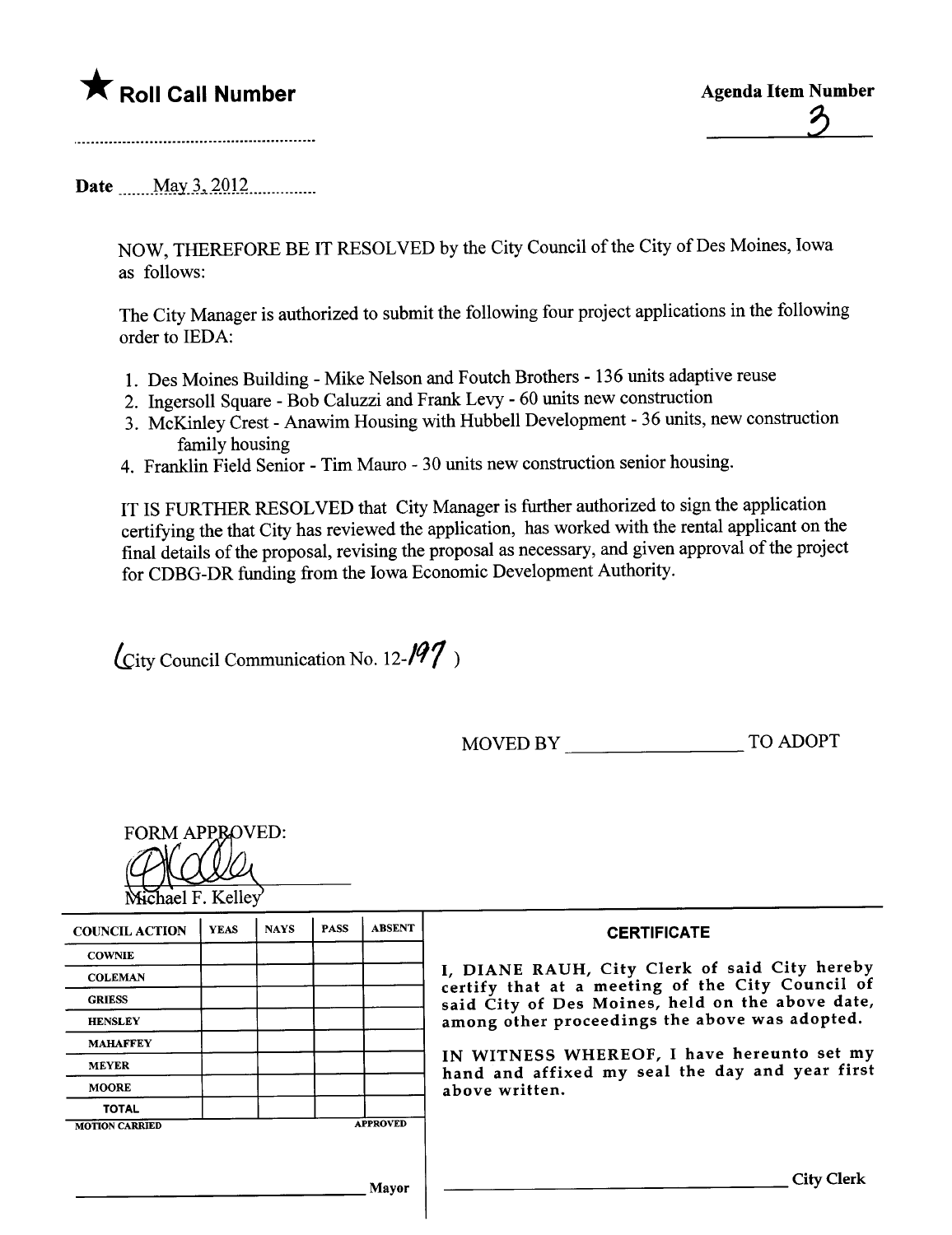★ **Roll Call Number**

...........................................................

**Agenda Item Number**

3

**Date** May 3, 2012

NOW, THEREFORE BE IT RESOLVED by the City Council of the City of Des Moines, Iowa as follows:

The City Manager is authorized to submit the following four project applications in the following order to IEDA:

1. Des Moines Building - Mike Nelson and Foutch Brothers - 136 units adaptive reuse
2. Ingersoll Square - Bob Caluzzi and Frank Levy - 60 units new construction
3. McKinley Crest - Anawim Housing with Hubbell Development - 36 units, new construction family housing
4. Franklin Field Senior - Tim Mauro - 30 units new construction senior housing.

IT IS FURTHER RESOLVED that City Manager is further authorized to sign the application certifying the that City has reviewed the application, has worked with the rental applicant on the final details of the proposal, revising the proposal as necessary, and given approval of the project for CDBG-DR funding from the Iowa Economic Development Authority.

(City Council Communication No. 12-197 )

MOVED BY ________________ TO ADOPT

FORM APPROVED:

Michael F. Kelley

| COUNCIL ACTION | YEAS | NAYS | PASS | ABSENT |
|---|---|---|---|---|
| COWNIE | | | | |
| COLEMAN | | | | |
| GRIESS | | | | |
| HENSLEY | | | | |
| MAHAFFEY | | | | |
| MEYER | | | | |
| MOORE | | | | |
| TOTAL | | | | |
| MOTION CARRIED | | | | APPROVED |

________________________ Mayor

**CERTIFICATE**

I, DIANE RAUH, City Clerk of said City hereby certify that at a meeting of the City Council of said City of Des Moines, held on the above date, among other proceedings the above was adopted.

IN WITNESS WHEREOF, I have hereunto set my hand and affixed my seal the day and year first above written.

________________________ City Clerk